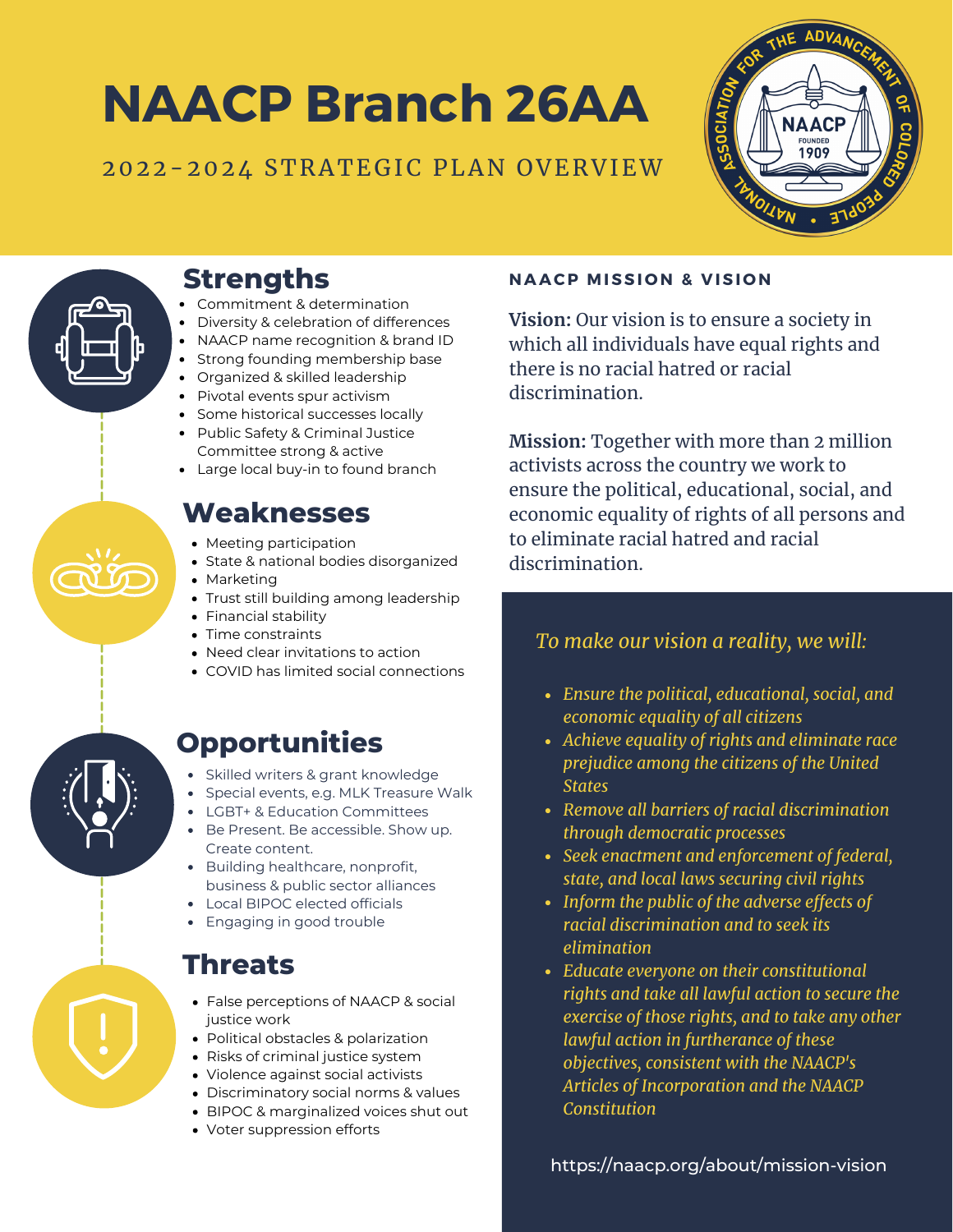# NAACP Branch 26AA

## 2022-2024 STRATEGIC PLAN OVERVIEW

## Strengths

- Commitment & determination
- Diversity & celebration of differences
- NAACP name recognition & brand ID
- Strong founding membership base
- Organized & skilled leadership
- Pivotal events spur activism
- Some historical successes locally
- Public Safety & Criminal Justice Committee strong & active
- Large local buy-in to found branch

## Weaknesses

- Meeting participation
- State & national bodies disorganized
- Marketing
- Trust still building among leadership
- Financial stability
- Time constraints
- Need clear invitations to action
- COVID has limited social connections

## Opportunities

- Skilled writers & grant knowledge
- Special events, e.g. MLK Treasure Walk
- LGBT+ & Education Committees
- Be Present. Be accessible. Show up. Create content.
- Building healthcare, nonprofit, business & public sector alliances
- Local BIPOC elected officials
- Engaging in good trouble

## Threats

- False perceptions of NAACP & social justice work
- Political obstacles & polarization
- Risks of criminal justice system
- Violence against social activists
- Discriminatory social norms & values
- BIPOC & marginalized voices shut out
- Voter suppression efforts

## NAACP MISSION & VISION

**Vision:** Our vision is to ensure a society in which all individuals have equal rights and there is no racial hatred or racial discrimination.

**Mission:** Together with more than 2 million activists across the country we work to ensure the political, educational, social, and economic equality of rights of all persons and to eliminate racial hatred and racial discrimination.

*To make our vision a reality, we will:*

- *Ensure the political, educational, social, and economic equality of all citizens*
- *Achieve equality of rights and eliminate race prejudice among the citizens of the United States*
- *Remove all barriers of racial discrimination through democratic processes*
- *Seek enactment and enforcement of federal, state, and local laws securing civil rights*
- *Inform the public of the adverse effects of racial discrimination and to seek its elimination*
- *Educate everyone on their constitutional rights and take all lawful action to secure the exercise of those rights, and to take any other lawful action in furtherance of these objectives, consistent with the NAACP's Articles of Incorporation and the NAACP Constitution*

https://naacp.org/about/mission-vision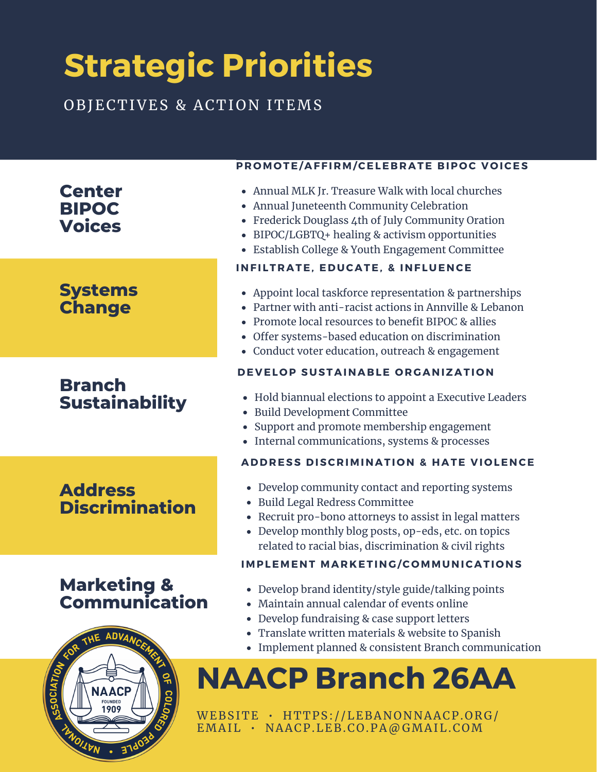# Strategic Priorities

OBJECTIVES & ACTION ITEMS

## Center BIPOC Voices

**PROMOTE/AFFIRM/CELEBRATE BIPOC VOICES**

- Annual MLK Jr. Treasure Walk with local churches
- Annual Juneteenth Community Celebration
- Frederick Douglass 4th of July Community Oration
- BIPOC/LGBTQ+ healing & activism opportunities
- Establish College & Youth Engagement Committee

## Systems Change

**INFILTRATE, EDUCATE, & INFLUENCE**

- Appoint local taskforce representation & partnerships
- Partner with anti-racist actions in Annville & Lebanon
- Promote local resources to benefit BIPOC & allies
- Offer systems-based education on discrimination
- Conduct voter education, outreach & engagement

## Branch Sustainability

**DEVELOP SUSTAINABLE ORGANIZATION**

- Hold biannual elections to appoint a Executive Leaders
- Build Development Committee
- Support and promote membership engagement
- Internal communications, systems & processes

## Address Discrimination

**ADDRESS DISCRIMINATION & HATE VIOLENCE**

- Develop community contact and reporting systems
- Build Legal Redress Committee
- Recruit pro-bono attorneys to assist in legal matters
- Develop monthly blog posts, op-eds, etc. on topics related to racial bias, discrimination & civil rights

## Marketing & Communication

**IMPLEMENT MARKETING/COMMUNICATIONS**

- Develop brand identity/style guide/talking points
- Maintain annual calendar of events online
- Develop fundraising & case support letters
- Translate written materials & website to Spanish
- Implement planned & consistent Branch communication

# NAACP Branch 26AA

WEBSITE · HTTPS://LEBANONNAACP.ORG/
EMAIL · NAACP.LEB.CO.PA@GMAIL.COM